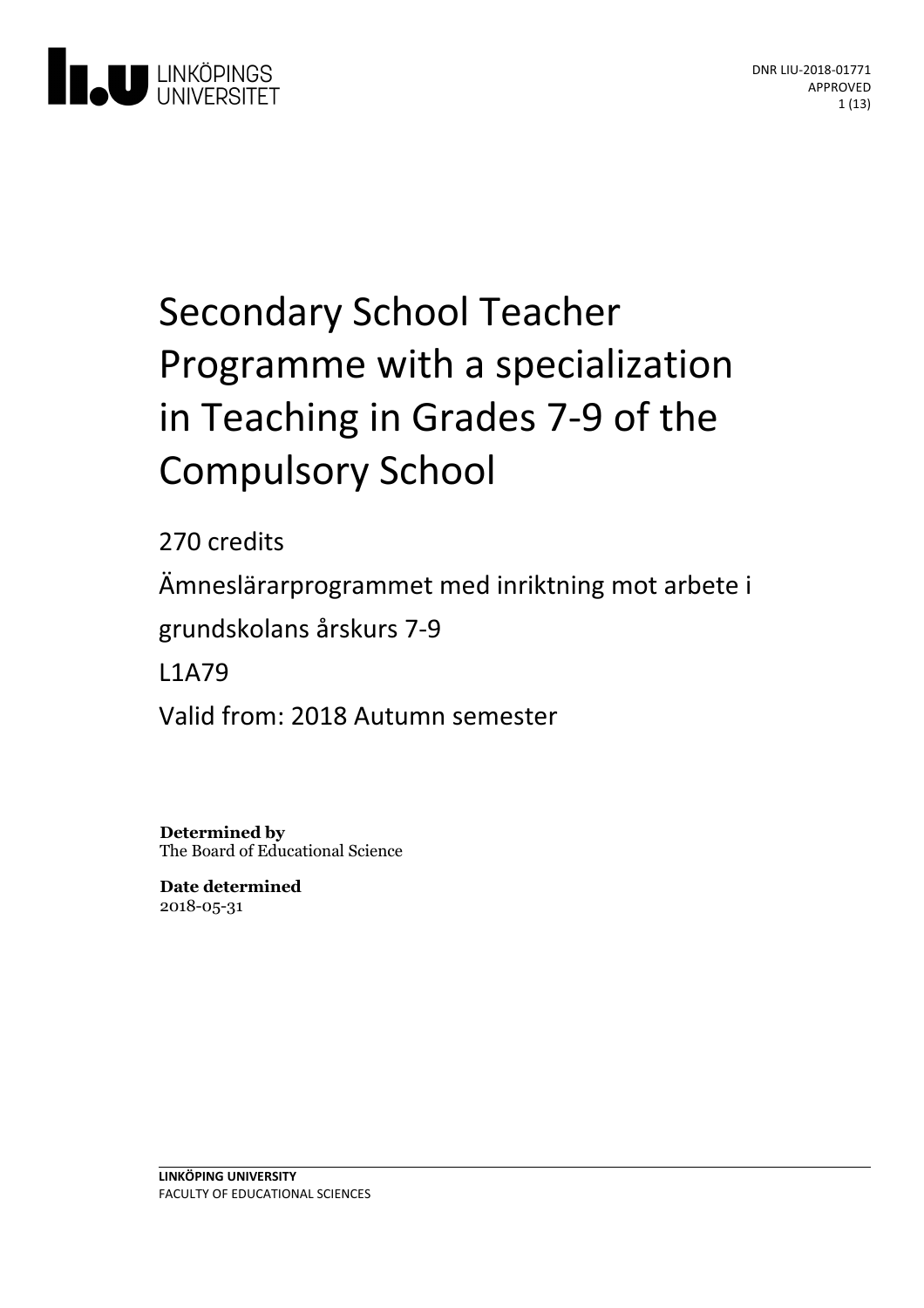DNR LIU-2018-01771
APPROVED

# Secondary School Teacher Programme with a specialization in Teaching in Grades 7-9 of the Compulsory School

270 credits

Ämneslärarprogrammet med inriktning mot arbete i grundskolans årskurs 7-9

L1A79

Valid from: 2018 Autumn semester

**Determined by**
The Board of Educational Science

**Date determined**
2018-05-31

**LINKÖPING UNIVERSITY**
FACULTY OF EDUCATIONAL SCIENCES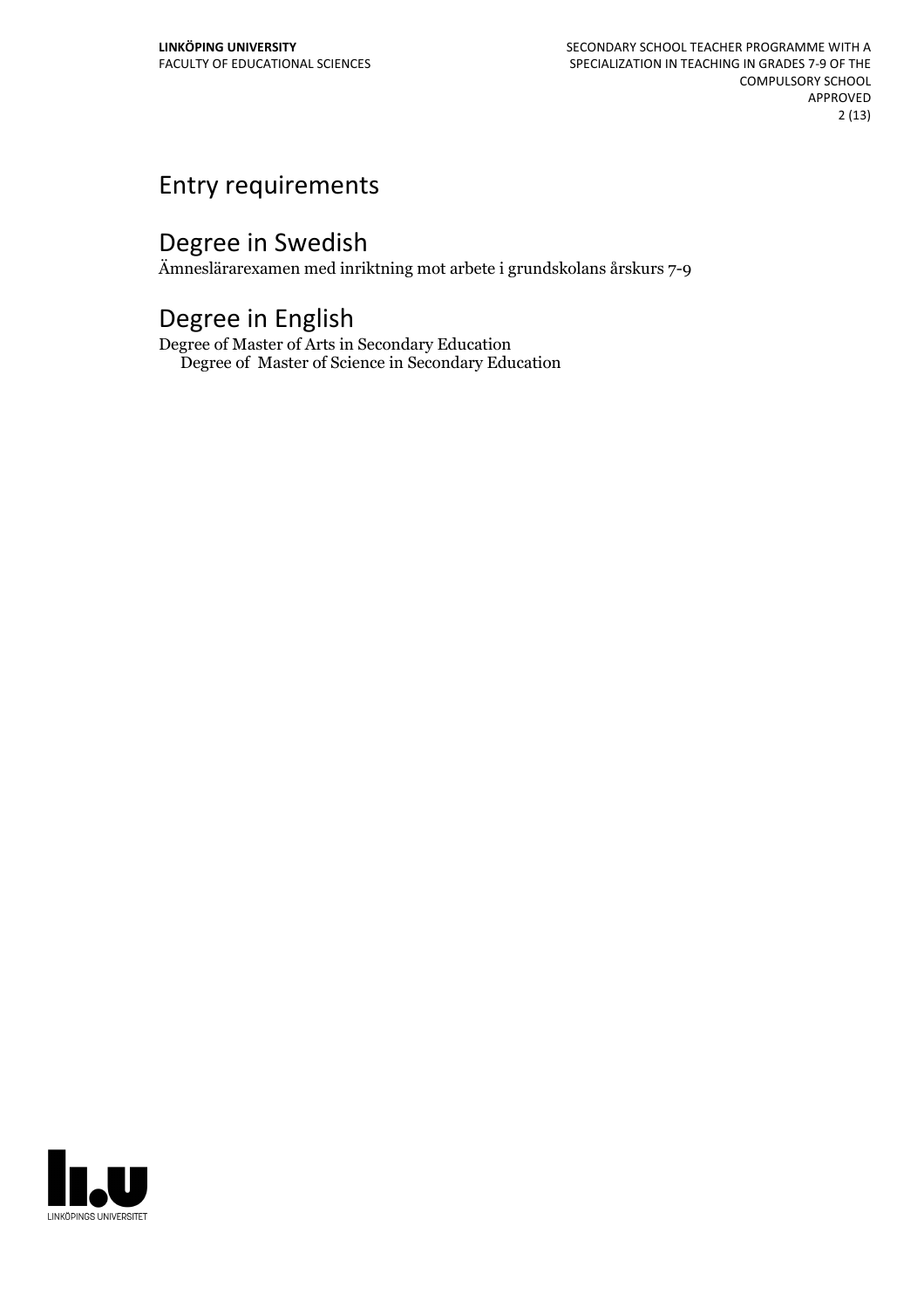# Entry requirements

# Degree in Swedish

Ämneslärarexamen med inriktning mot arbete i grundskolans årskurs 7-9

# Degree in English

Degree of Master of Arts in Secondary Education
Degree of Master of Science in Secondary Education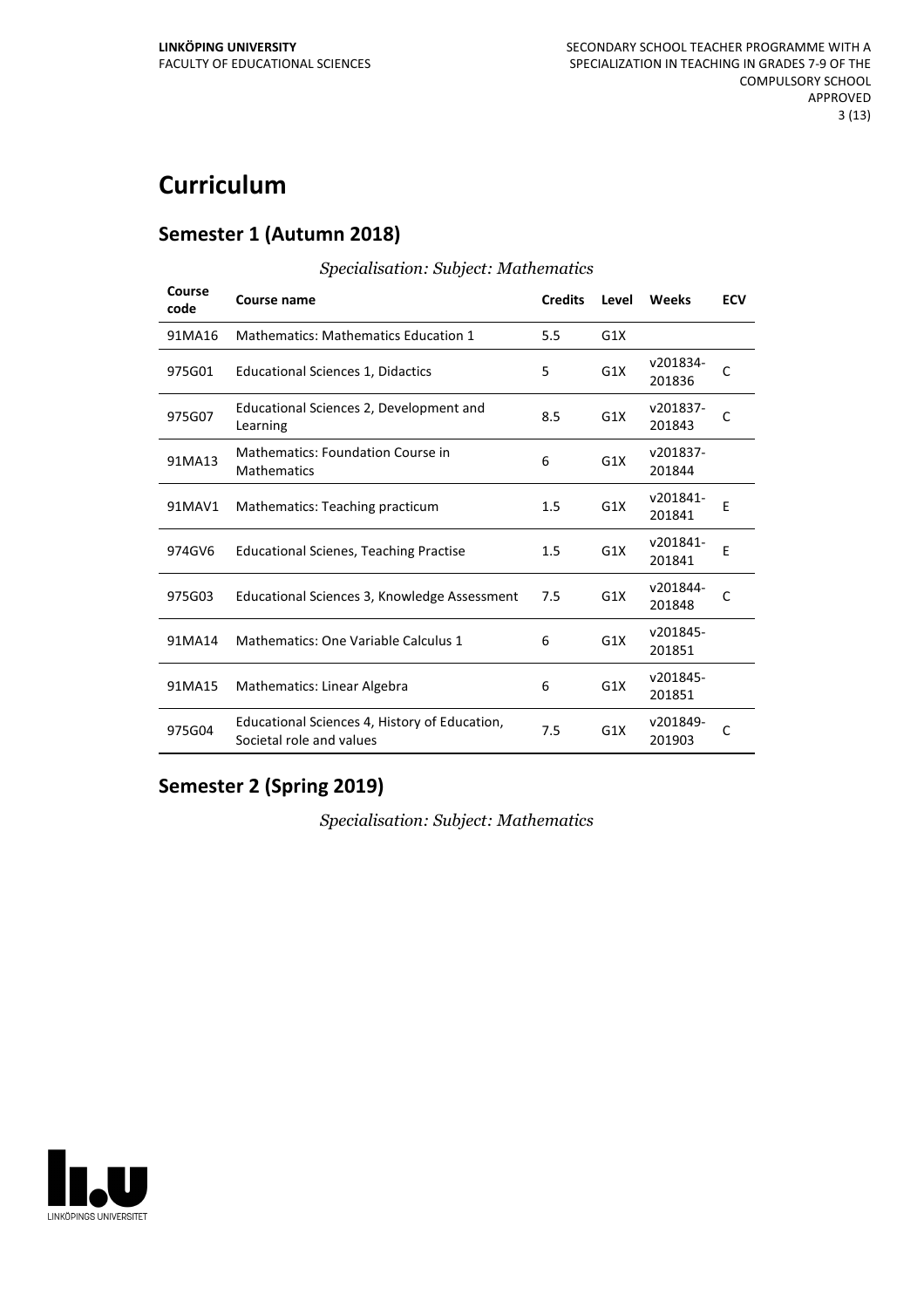# Curriculum

## Semester 1 (Autumn 2018)

*Specialisation: Subject: Mathematics*

| Course code | Course name | Credits | Level | Weeks | ECV |
|---|---|---|---|---|---|
| 91MA16 | Mathematics: Mathematics Education 1 | 5.5 | G1X | | |
| 975G01 | Educational Sciences 1, Didactics | 5 | G1X | v201834-201836 | C |
| 975G07 | Educational Sciences 2, Development and Learning | 8.5 | G1X | v201837-201843 | C |
| 91MA13 | Mathematics: Foundation Course in Mathematics | 6 | G1X | v201837-201844 | |
| 91MAV1 | Mathematics: Teaching practicum | 1.5 | G1X | v201841-201841 | E |
| 974GV6 | Educational Scienes, Teaching Practise | 1.5 | G1X | v201841-201841 | E |
| 975G03 | Educational Sciences 3, Knowledge Assessment | 7.5 | G1X | v201844-201848 | C |
| 91MA14 | Mathematics: One Variable Calculus 1 | 6 | G1X | v201845-201851 | |
| 91MA15 | Mathematics: Linear Algebra | 6 | G1X | v201845-201851 | |
| 975G04 | Educational Sciences 4, History of Education, Societal role and values | 7.5 | G1X | v201849-201903 | C |

## Semester 2 (Spring 2019)

*Specialisation: Subject: Mathematics*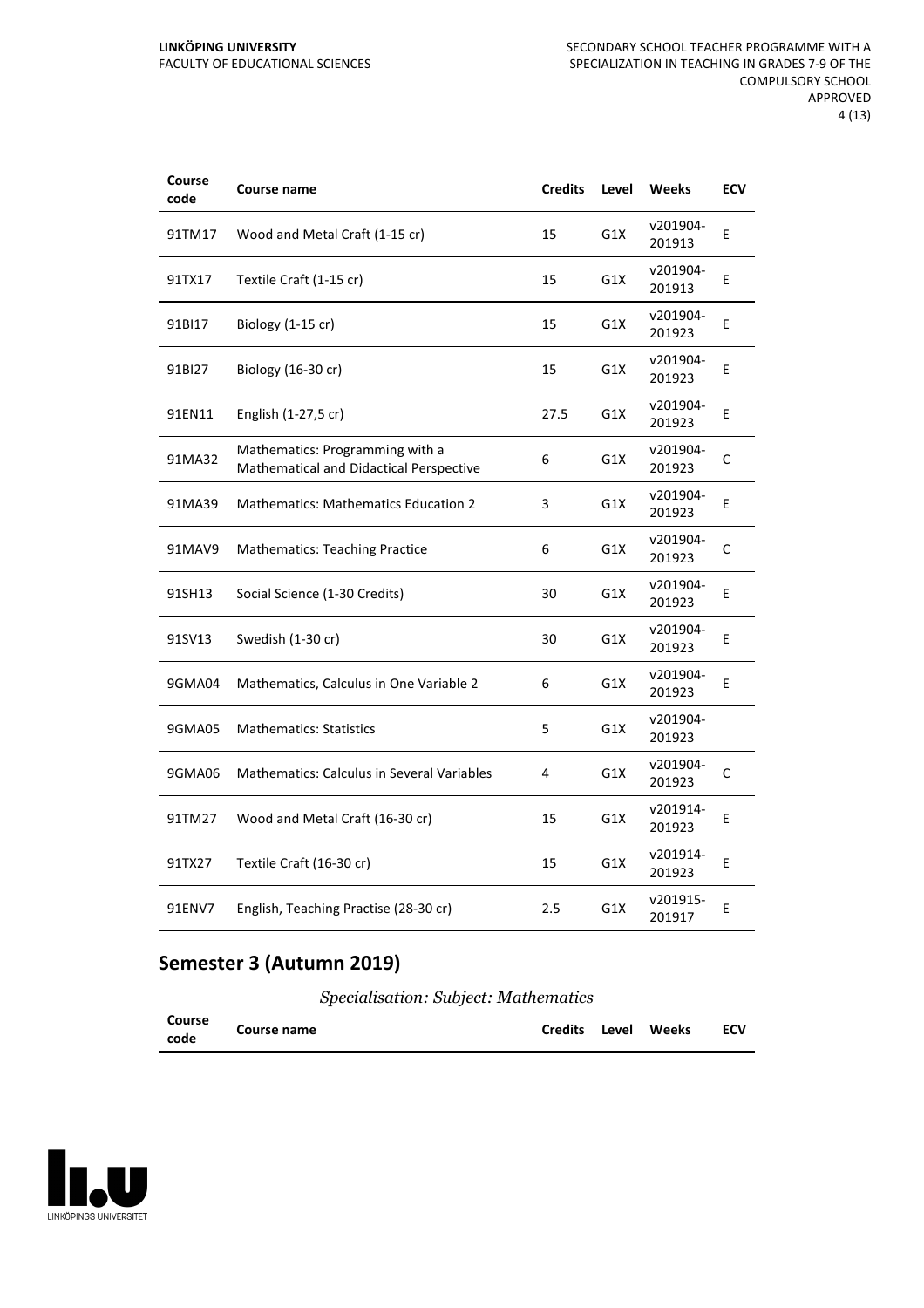| Course code | Course name | Credits | Level | Weeks | ECV |
|---|---|---|---|---|---|
| 91TM17 | Wood and Metal Craft (1-15 cr) | 15 | G1X | v201904-201913 | E |
| 91TX17 | Textile Craft (1-15 cr) | 15 | G1X | v201904-201913 | E |
| 91BI17 | Biology (1-15 cr) | 15 | G1X | v201904-201923 | E |
| 91BI27 | Biology (16-30 cr) | 15 | G1X | v201904-201923 | E |
| 91EN11 | English (1-27,5 cr) | 27.5 | G1X | v201904-201923 | E |
| 91MA32 | Mathematics: Programming with a Mathematical and Didactical Perspective | 6 | G1X | v201904-201923 | C |
| 91MA39 | Mathematics: Mathematics Education 2 | 3 | G1X | v201904-201923 | E |
| 91MAV9 | Mathematics: Teaching Practice | 6 | G1X | v201904-201923 | C |
| 91SH13 | Social Science (1-30 Credits) | 30 | G1X | v201904-201923 | E |
| 91SV13 | Swedish (1-30 cr) | 30 | G1X | v201904-201923 | E |
| 9GMA04 | Mathematics, Calculus in One Variable 2 | 6 | G1X | v201904-201923 | E |
| 9GMA05 | Mathematics: Statistics | 5 | G1X | v201904-201923 | |
| 9GMA06 | Mathematics: Calculus in Several Variables | 4 | G1X | v201904-201923 | C |
| 91TM27 | Wood and Metal Craft (16-30 cr) | 15 | G1X | v201914-201923 | E |
| 91TX27 | Textile Craft (16-30 cr) | 15 | G1X | v201914-201923 | E |
| 91ENV7 | English, Teaching Practise (28-30 cr) | 2.5 | G1X | v201915-201917 | E |

## Semester 3 (Autumn 2019)

*Specialisation: Subject: Mathematics*

| Course code | Course name | Credits | Level | Weeks | ECV |
|---|---|---|---|---|---|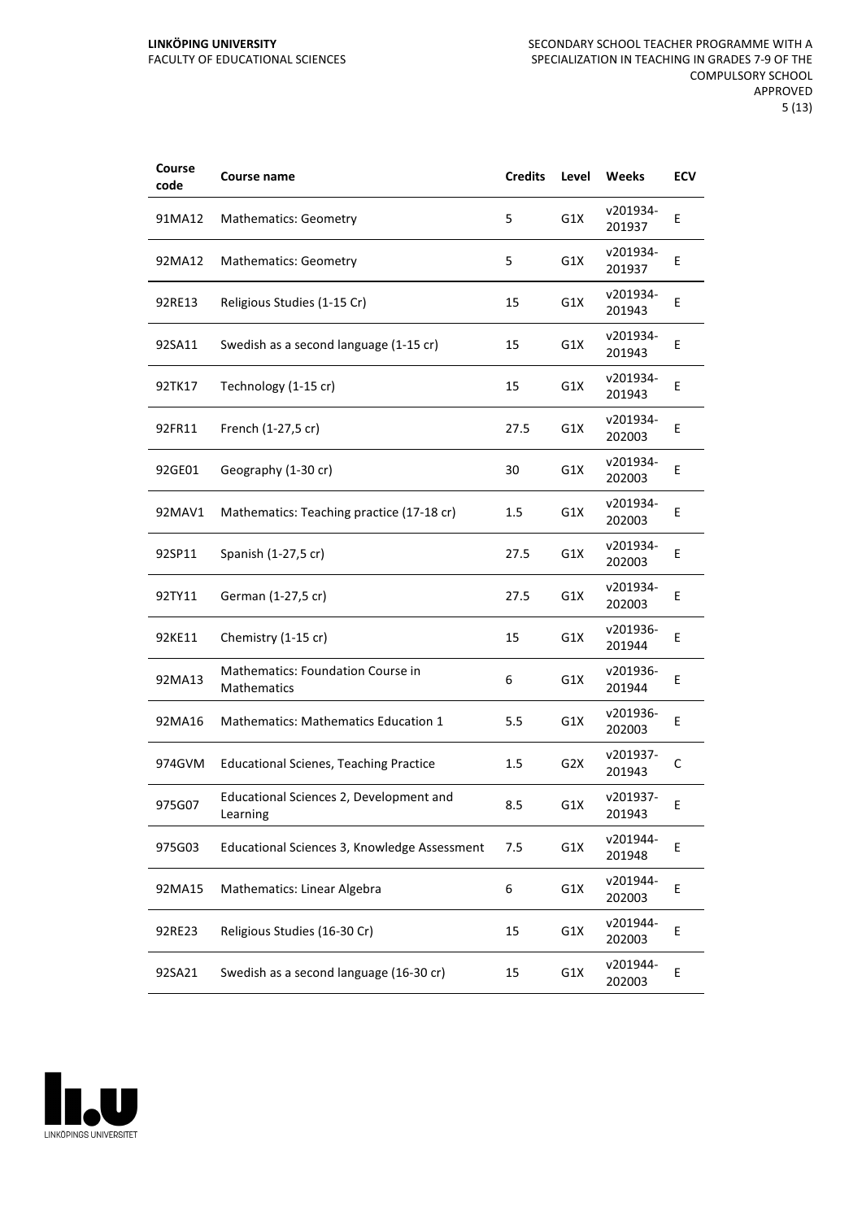| Course code | Course name | Credits | Level | Weeks | ECV |
|---|---|---|---|---|---|
| 91MA12 | Mathematics: Geometry | 5 | G1X | v201934-201937 | E |
| 92MA12 | Mathematics: Geometry | 5 | G1X | v201934-201937 | E |
| 92RE13 | Religious Studies (1-15 Cr) | 15 | G1X | v201934-201943 | E |
| 92SA11 | Swedish as a second language (1-15 cr) | 15 | G1X | v201934-201943 | E |
| 92TK17 | Technology (1-15 cr) | 15 | G1X | v201934-201943 | E |
| 92FR11 | French (1-27,5 cr) | 27.5 | G1X | v201934-202003 | E |
| 92GE01 | Geography (1-30 cr) | 30 | G1X | v201934-202003 | E |
| 92MAV1 | Mathematics: Teaching practice (17-18 cr) | 1.5 | G1X | v201934-202003 | E |
| 92SP11 | Spanish (1-27,5 cr) | 27.5 | G1X | v201934-202003 | E |
| 92TY11 | German (1-27,5 cr) | 27.5 | G1X | v201934-202003 | E |
| 92KE11 | Chemistry (1-15 cr) | 15 | G1X | v201936-201944 | E |
| 92MA13 | Mathematics: Foundation Course in Mathematics | 6 | G1X | v201936-201944 | E |
| 92MA16 | Mathematics: Mathematics Education 1 | 5.5 | G1X | v201936-202003 | E |
| 974GVM | Educational Scienes, Teaching Practice | 1.5 | G2X | v201937-201943 | C |
| 975G07 | Educational Sciences 2, Development and Learning | 8.5 | G1X | v201937-201943 | E |
| 975G03 | Educational Sciences 3, Knowledge Assessment | 7.5 | G1X | v201944-201948 | E |
| 92MA15 | Mathematics: Linear Algebra | 6 | G1X | v201944-202003 | E |
| 92RE23 | Religious Studies (16-30 Cr) | 15 | G1X | v201944-202003 | E |
| 92SA21 | Swedish as a second language (16-30 cr) | 15 | G1X | v201944-202003 | E |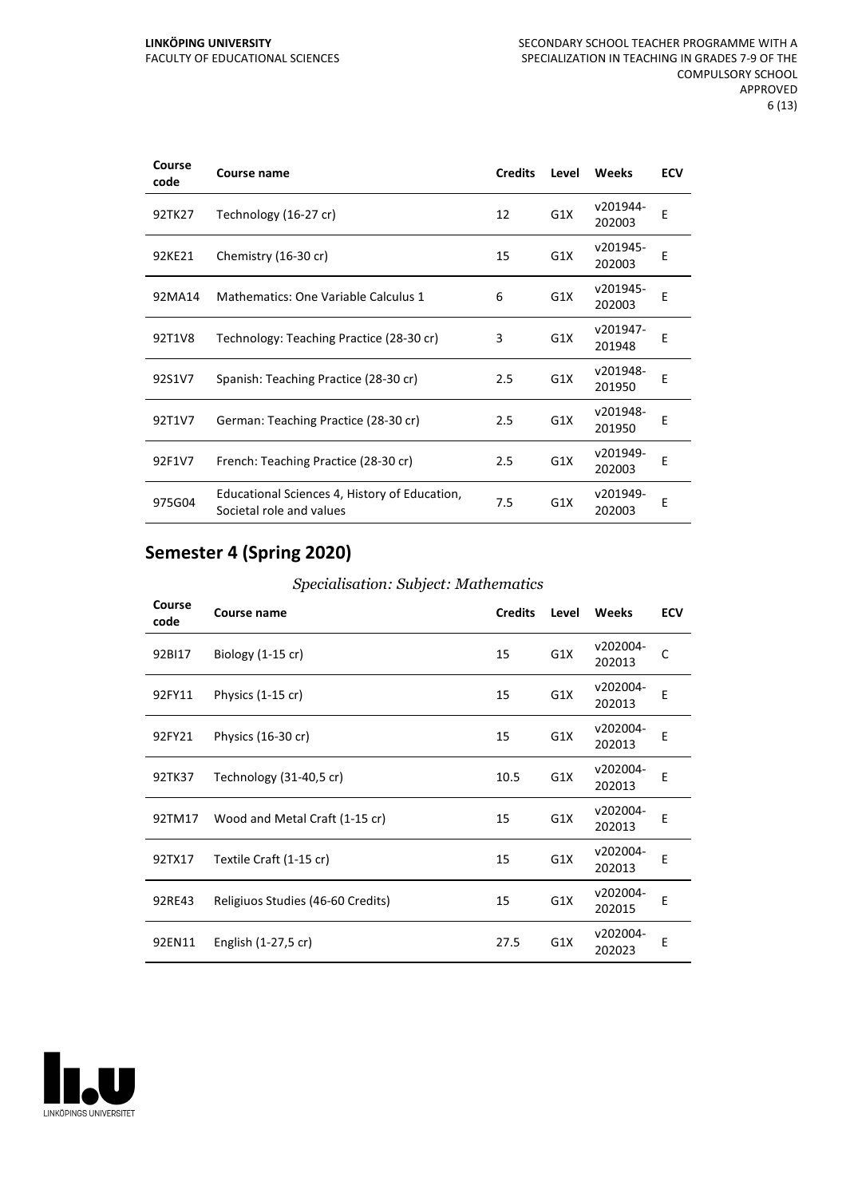| Course code | Course name | Credits | Level | Weeks | ECV |
|---|---|---|---|---|---|
| 92TK27 | Technology (16-27 cr) | 12 | G1X | v201944-202003 | E |
| 92KE21 | Chemistry (16-30 cr) | 15 | G1X | v201945-202003 | E |
| 92MA14 | Mathematics: One Variable Calculus 1 | 6 | G1X | v201945-202003 | E |
| 92T1V8 | Technology: Teaching Practice (28-30 cr) | 3 | G1X | v201947-201948 | E |
| 92S1V7 | Spanish: Teaching Practice (28-30 cr) | 2.5 | G1X | v201948-201950 | E |
| 92T1V7 | German: Teaching Practice (28-30 cr) | 2.5 | G1X | v201948-201950 | E |
| 92F1V7 | French: Teaching Practice (28-30 cr) | 2.5 | G1X | v201949-202003 | E |
| 975G04 | Educational Sciences 4, History of Education, Societal role and values | 7.5 | G1X | v201949-202003 | E |

## Semester 4 (Spring 2020)

*Specialisation: Subject: Mathematics*

| Course code | Course name | Credits | Level | Weeks | ECV |
|---|---|---|---|---|---|
| 92BI17 | Biology (1-15 cr) | 15 | G1X | v202004-202013 | C |
| 92FY11 | Physics (1-15 cr) | 15 | G1X | v202004-202013 | E |
| 92FY21 | Physics (16-30 cr) | 15 | G1X | v202004-202013 | E |
| 92TK37 | Technology (31-40,5 cr) | 10.5 | G1X | v202004-202013 | E |
| 92TM17 | Wood and Metal Craft (1-15 cr) | 15 | G1X | v202004-202013 | E |
| 92TX17 | Textile Craft (1-15 cr) | 15 | G1X | v202004-202013 | E |
| 92RE43 | Religiuos Studies (46-60 Credits) | 15 | G1X | v202004-202015 | E |
| 92EN11 | English (1-27,5 cr) | 27.5 | G1X | v202004-202023 | E |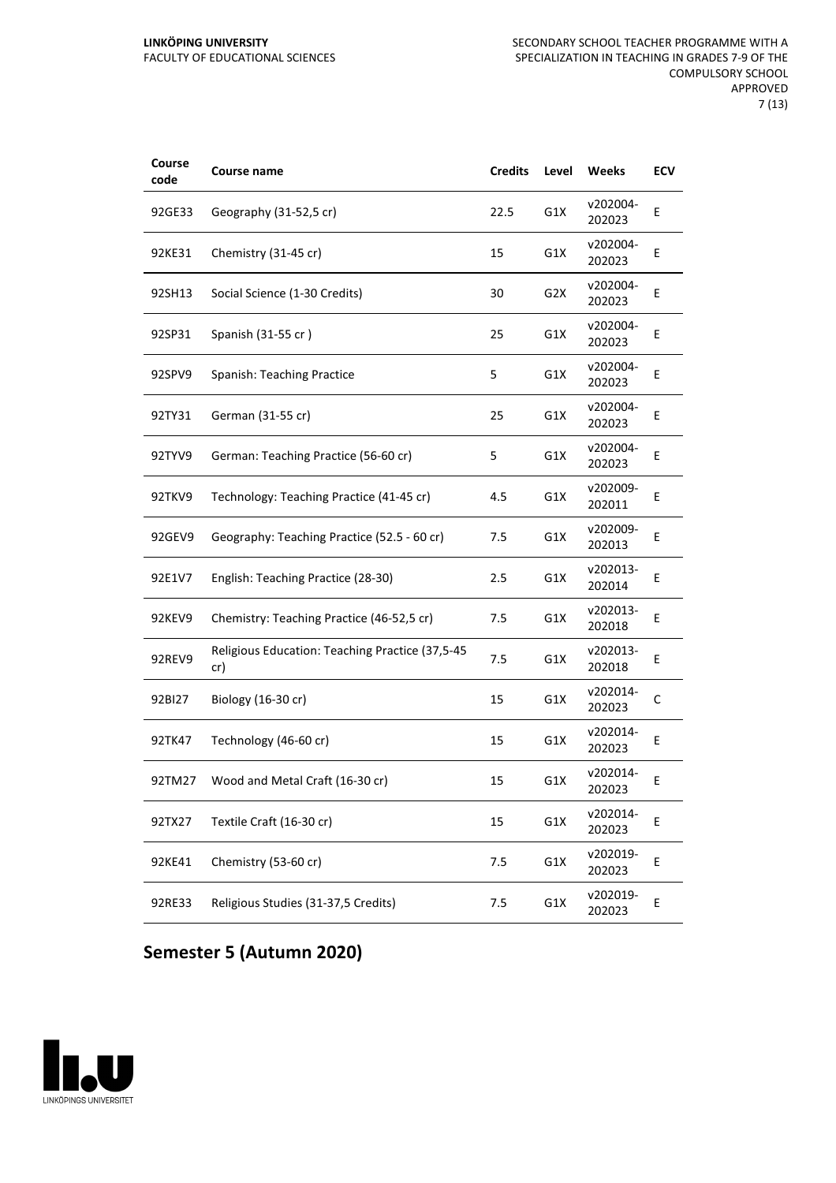| Course code | Course name | Credits | Level | Weeks | ECV |
|---|---|---|---|---|---|
| 92GE33 | Geography (31-52,5 cr) | 22.5 | G1X | v202004-202023 | E |
| 92KE31 | Chemistry (31-45 cr) | 15 | G1X | v202004-202023 | E |
| 92SH13 | Social Science (1-30 Credits) | 30 | G2X | v202004-202023 | E |
| 92SP31 | Spanish (31-55 cr ) | 25 | G1X | v202004-202023 | E |
| 92SPV9 | Spanish: Teaching Practice | 5 | G1X | v202004-202023 | E |
| 92TY31 | German (31-55 cr) | 25 | G1X | v202004-202023 | E |
| 92TYV9 | German: Teaching Practice (56-60 cr) | 5 | G1X | v202004-202023 | E |
| 92TKV9 | Technology: Teaching Practice (41-45 cr) | 4.5 | G1X | v202009-202011 | E |
| 92GEV9 | Geography: Teaching Practice (52.5 - 60 cr) | 7.5 | G1X | v202009-202013 | E |
| 92E1V7 | English: Teaching Practice (28-30) | 2.5 | G1X | v202013-202014 | E |
| 92KEV9 | Chemistry: Teaching Practice (46-52,5 cr) | 7.5 | G1X | v202013-202018 | E |
| 92REV9 | Religious Education: Teaching Practice (37,5-45 cr) | 7.5 | G1X | v202013-202018 | E |
| 92BI27 | Biology (16-30 cr) | 15 | G1X | v202014-202023 | C |
| 92TK47 | Technology (46-60 cr) | 15 | G1X | v202014-202023 | E |
| 92TM27 | Wood and Metal Craft (16-30 cr) | 15 | G1X | v202014-202023 | E |
| 92TX27 | Textile Craft (16-30 cr) | 15 | G1X | v202014-202023 | E |
| 92KE41 | Chemistry (53-60 cr) | 7.5 | G1X | v202019-202023 | E |
| 92RE33 | Religious Studies (31-37,5 Credits) | 7.5 | G1X | v202019-202023 | E |

## Semester 5 (Autumn 2020)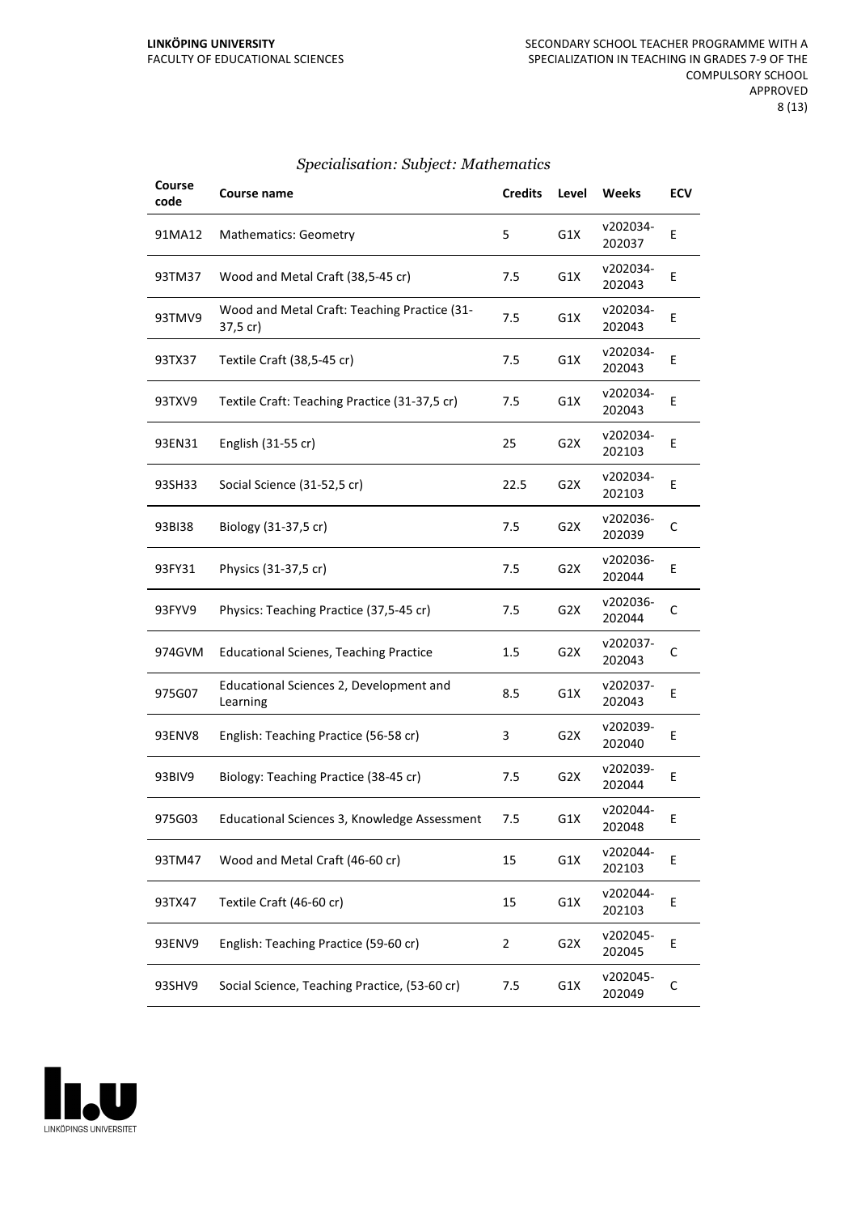*Specialisation: Subject: Mathematics*

| Course code | Course name | Credits | Level | Weeks | ECV |
|---|---|---|---|---|---|
| 91MA12 | Mathematics: Geometry | 5 | G1X | v202034-202037 | E |
| 93TM37 | Wood and Metal Craft (38,5-45 cr) | 7.5 | G1X | v202034-202043 | E |
| 93TMV9 | Wood and Metal Craft: Teaching Practice (31-37,5 cr) | 7.5 | G1X | v202034-202043 | E |
| 93TX37 | Textile Craft (38,5-45 cr) | 7.5 | G1X | v202034-202043 | E |
| 93TXV9 | Textile Craft: Teaching Practice (31-37,5 cr) | 7.5 | G1X | v202034-202043 | E |
| 93EN31 | English (31-55 cr) | 25 | G2X | v202034-202103 | E |
| 93SH33 | Social Science (31-52,5 cr) | 22.5 | G2X | v202034-202103 | E |
| 93BI38 | Biology (31-37,5 cr) | 7.5 | G2X | v202036-202039 | C |
| 93FY31 | Physics (31-37,5 cr) | 7.5 | G2X | v202036-202044 | E |
| 93FYV9 | Physics: Teaching Practice (37,5-45 cr) | 7.5 | G2X | v202036-202044 | C |
| 974GVM | Educational Scienes, Teaching Practice | 1.5 | G2X | v202037-202043 | C |
| 975G07 | Educational Sciences 2, Development and Learning | 8.5 | G1X | v202037-202043 | E |
| 93ENV8 | English: Teaching Practice (56-58 cr) | 3 | G2X | v202039-202040 | E |
| 93BIV9 | Biology: Teaching Practice (38-45 cr) | 7.5 | G2X | v202039-202044 | E |
| 975G03 | Educational Sciences 3, Knowledge Assessment | 7.5 | G1X | v202044-202048 | E |
| 93TM47 | Wood and Metal Craft (46-60 cr) | 15 | G1X | v202044-202103 | E |
| 93TX47 | Textile Craft (46-60 cr) | 15 | G1X | v202044-202103 | E |
| 93ENV9 | English: Teaching Practice (59-60 cr) | 2 | G2X | v202045-202045 | E |
| 93SHV9 | Social Science, Teaching Practice, (53-60 cr) | 7.5 | G1X | v202045-202049 | C |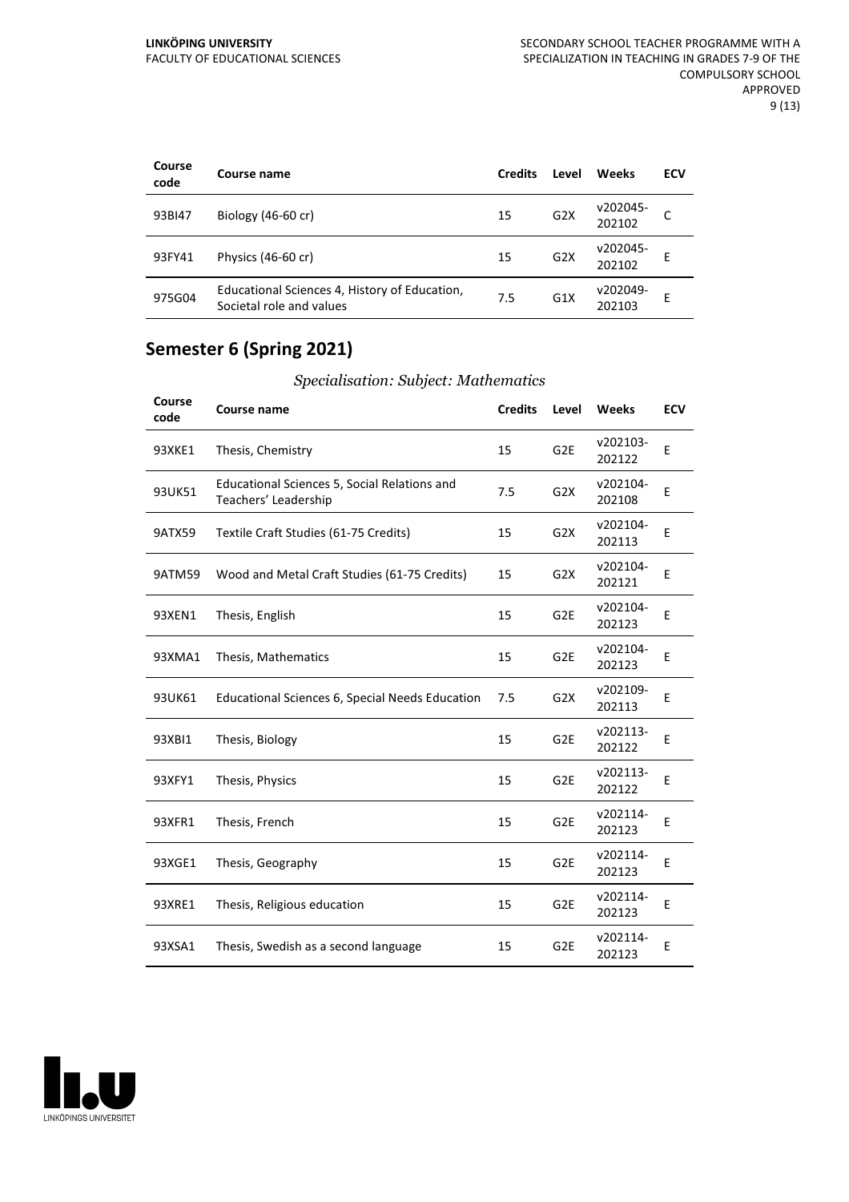| Course code | Course name | Credits | Level | Weeks | ECV |
| --- | --- | --- | --- | --- | --- |
| 93BI47 | Biology (46-60 cr) | 15 | G2X | v202045-202102 | C |
| 93FY41 | Physics (46-60 cr) | 15 | G2X | v202045-202102 | E |
| 975G04 | Educational Sciences 4, History of Education, Societal role and values | 7.5 | G1X | v202049-202103 | E |

## Semester 6 (Spring 2021)

*Specialisation: Subject: Mathematics*

| Course code | Course name | Credits | Level | Weeks | ECV |
| --- | --- | --- | --- | --- | --- |
| 93XKE1 | Thesis, Chemistry | 15 | G2E | v202103-202122 | E |
| 93UK51 | Educational Sciences 5, Social Relations and Teachers' Leadership | 7.5 | G2X | v202104-202108 | E |
| 9ATX59 | Textile Craft Studies (61-75 Credits) | 15 | G2X | v202104-202113 | E |
| 9ATM59 | Wood and Metal Craft Studies (61-75 Credits) | 15 | G2X | v202104-202121 | E |
| 93XEN1 | Thesis, English | 15 | G2E | v202104-202123 | E |
| 93XMA1 | Thesis, Mathematics | 15 | G2E | v202104-202123 | E |
| 93UK61 | Educational Sciences 6, Special Needs Education | 7.5 | G2X | v202109-202113 | E |
| 93XBI1 | Thesis, Biology | 15 | G2E | v202113-202122 | E |
| 93XFY1 | Thesis, Physics | 15 | G2E | v202113-202122 | E |
| 93XFR1 | Thesis, French | 15 | G2E | v202114-202123 | E |
| 93XGE1 | Thesis, Geography | 15 | G2E | v202114-202123 | E |
| 93XRE1 | Thesis, Religious education | 15 | G2E | v202114-202123 | E |
| 93XSA1 | Thesis, Swedish as a second language | 15 | G2E | v202114-202123 | E |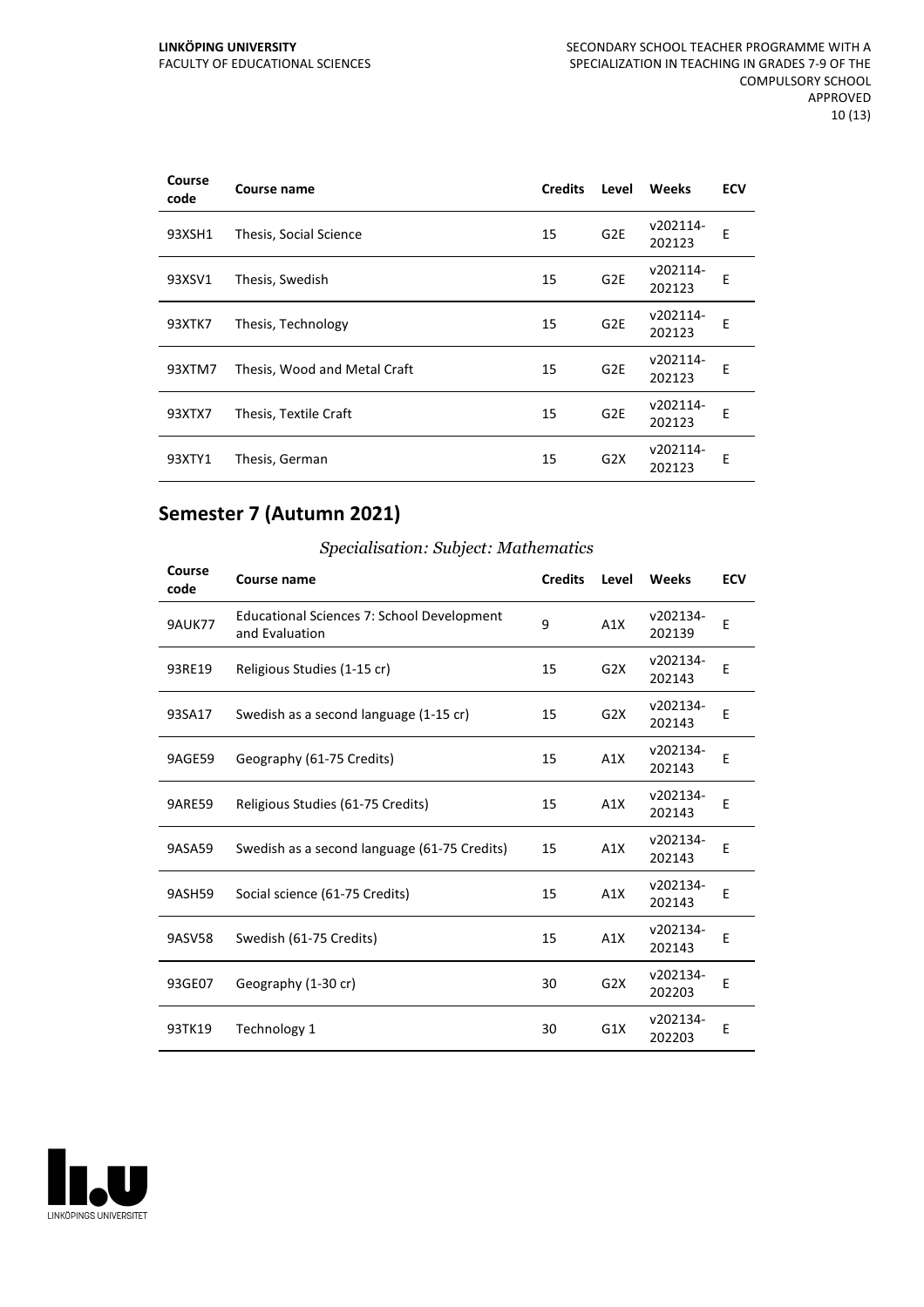| Course code | Course name | Credits | Level | Weeks | ECV |
|---|---|---|---|---|---|
| 93XSH1 | Thesis, Social Science | 15 | G2E | v202114-202123 | E |
| 93XSV1 | Thesis, Swedish | 15 | G2E | v202114-202123 | E |
| 93XTK7 | Thesis, Technology | 15 | G2E | v202114-202123 | E |
| 93XTM7 | Thesis, Wood and Metal Craft | 15 | G2E | v202114-202123 | E |
| 93XTX7 | Thesis, Textile Craft | 15 | G2E | v202114-202123 | E |
| 93XTY1 | Thesis, German | 15 | G2X | v202114-202123 | E |

## Semester 7 (Autumn 2021)

*Specialisation: Subject: Mathematics*

| Course code | Course name | Credits | Level | Weeks | ECV |
|---|---|---|---|---|---|
| 9AUK77 | Educational Sciences 7: School Development and Evaluation | 9 | A1X | v202134-202139 | E |
| 93RE19 | Religious Studies (1-15 cr) | 15 | G2X | v202134-202143 | E |
| 93SA17 | Swedish as a second language (1-15 cr) | 15 | G2X | v202134-202143 | E |
| 9AGE59 | Geography (61-75 Credits) | 15 | A1X | v202134-202143 | E |
| 9ARE59 | Religious Studies (61-75 Credits) | 15 | A1X | v202134-202143 | E |
| 9ASA59 | Swedish as a second language (61-75 Credits) | 15 | A1X | v202134-202143 | E |
| 9ASH59 | Social science (61-75 Credits) | 15 | A1X | v202134-202143 | E |
| 9ASV58 | Swedish (61-75 Credits) | 15 | A1X | v202134-202143 | E |
| 93GE07 | Geography (1-30 cr) | 30 | G2X | v202134-202203 | E |
| 93TK19 | Technology 1 | 30 | G1X | v202134-202203 | E |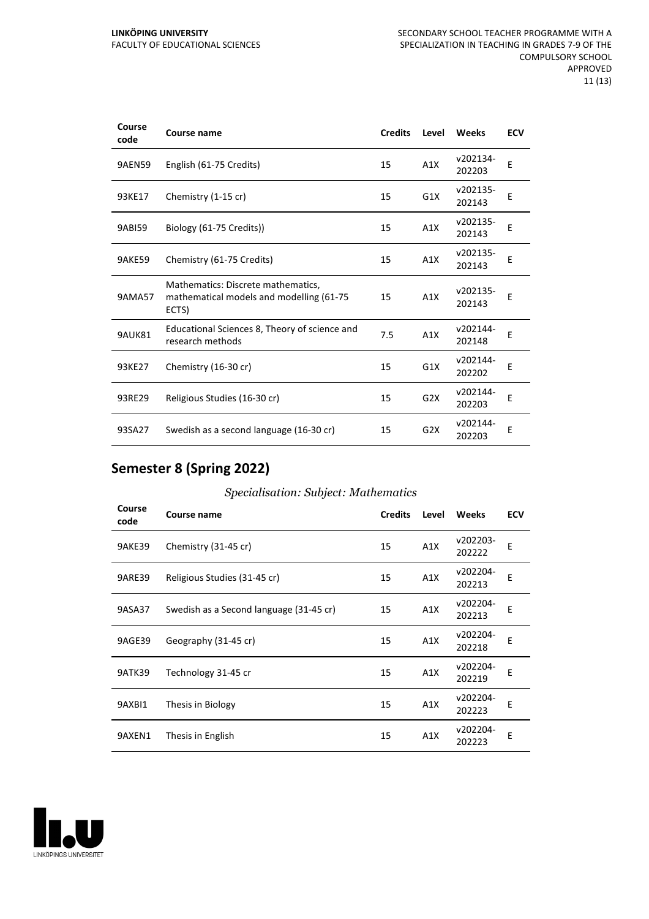| Course code | Course name | Credits | Level | Weeks | ECV |
|---|---|---|---|---|---|
| 9AEN59 | English (61-75 Credits) | 15 | A1X | v202134-202203 | E |
| 93KE17 | Chemistry (1-15 cr) | 15 | G1X | v202135-202143 | E |
| 9ABI59 | Biology (61-75 Credits)) | 15 | A1X | v202135-202143 | E |
| 9AKE59 | Chemistry (61-75 Credits) | 15 | A1X | v202135-202143 | E |
| 9AMA57 | Mathematics: Discrete mathematics, mathematical models and modelling (61-75 ECTS) | 15 | A1X | v202135-202143 | E |
| 9AUK81 | Educational Sciences 8, Theory of science and research methods | 7.5 | A1X | v202144-202148 | E |
| 93KE27 | Chemistry (16-30 cr) | 15 | G1X | v202144-202202 | E |
| 93RE29 | Religious Studies (16-30 cr) | 15 | G2X | v202144-202203 | E |
| 93SA27 | Swedish as a second language (16-30 cr) | 15 | G2X | v202144-202203 | E |

## Semester 8 (Spring 2022)

*Specialisation: Subject: Mathematics*

| Course code | Course name | Credits | Level | Weeks | ECV |
|---|---|---|---|---|---|
| 9AKE39 | Chemistry (31-45 cr) | 15 | A1X | v202203-202222 | E |
| 9ARE39 | Religious Studies (31-45 cr) | 15 | A1X | v202204-202213 | E |
| 9ASA37 | Swedish as a Second language (31-45 cr) | 15 | A1X | v202204-202213 | E |
| 9AGE39 | Geography (31-45 cr) | 15 | A1X | v202204-202218 | E |
| 9ATK39 | Technology 31-45 cr | 15 | A1X | v202204-202219 | E |
| 9AXBI1 | Thesis in Biology | 15 | A1X | v202204-202223 | E |
| 9AXEN1 | Thesis in English | 15 | A1X | v202204-202223 | E |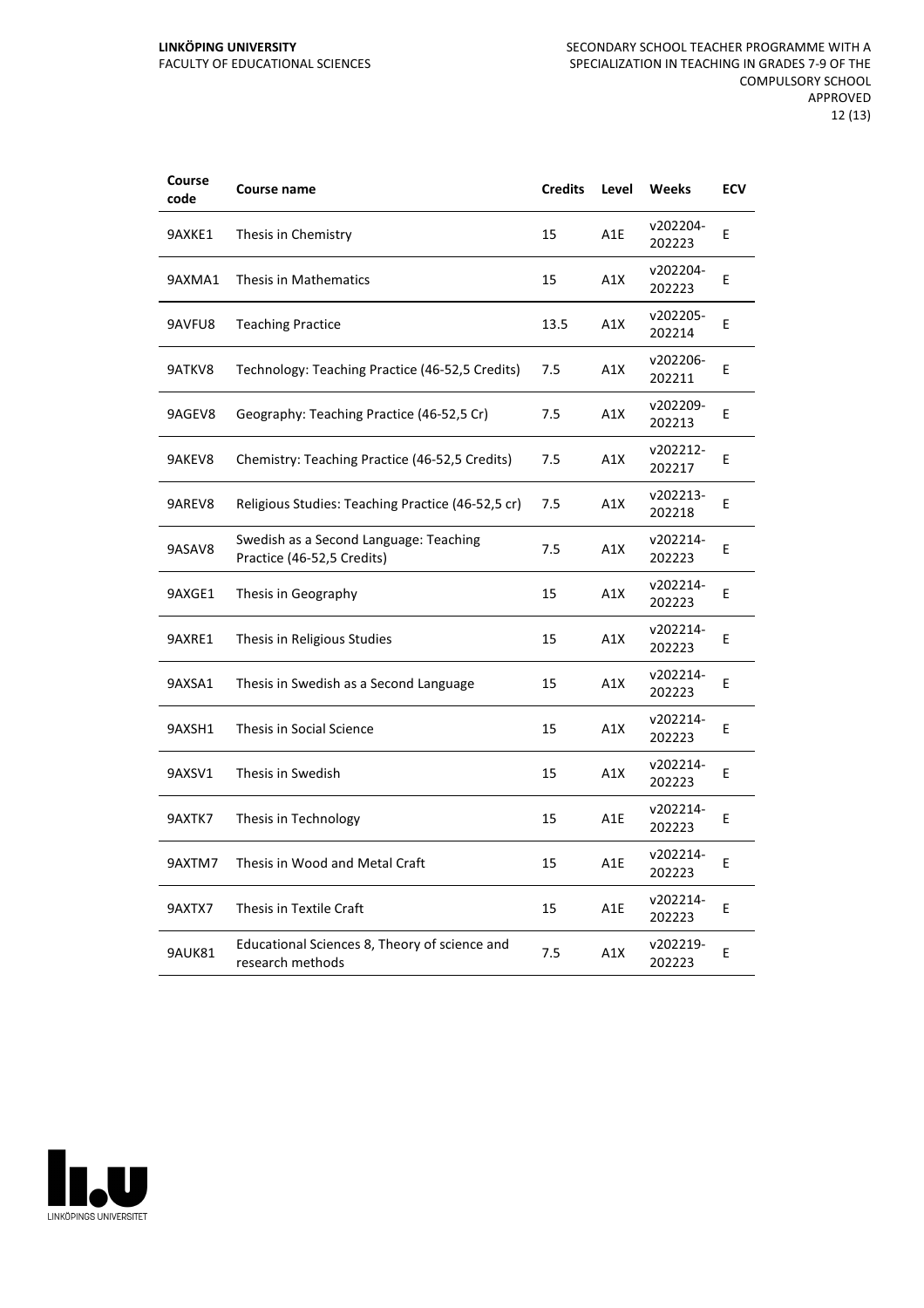| Course code | Course name | Credits | Level | Weeks | ECV |
|---|---|---|---|---|---|
| 9AXKE1 | Thesis in Chemistry | 15 | A1E | v202204-202223 | E |
| 9AXMA1 | Thesis in Mathematics | 15 | A1X | v202204-202223 | E |
| 9AVFU8 | Teaching Practice | 13.5 | A1X | v202205-202214 | E |
| 9ATKV8 | Technology: Teaching Practice (46-52,5 Credits) | 7.5 | A1X | v202206-202211 | E |
| 9AGEV8 | Geography: Teaching Practice (46-52,5 Cr) | 7.5 | A1X | v202209-202213 | E |
| 9AKEV8 | Chemistry: Teaching Practice (46-52,5 Credits) | 7.5 | A1X | v202212-202217 | E |
| 9AREV8 | Religious Studies: Teaching Practice (46-52,5 cr) | 7.5 | A1X | v202213-202218 | E |
| 9ASAV8 | Swedish as a Second Language: Teaching Practice (46-52,5 Credits) | 7.5 | A1X | v202214-202223 | E |
| 9AXGE1 | Thesis in Geography | 15 | A1X | v202214-202223 | E |
| 9AXRE1 | Thesis in Religious Studies | 15 | A1X | v202214-202223 | E |
| 9AXSA1 | Thesis in Swedish as a Second Language | 15 | A1X | v202214-202223 | E |
| 9AXSH1 | Thesis in Social Science | 15 | A1X | v202214-202223 | E |
| 9AXSV1 | Thesis in Swedish | 15 | A1X | v202214-202223 | E |
| 9AXTK7 | Thesis in Technology | 15 | A1E | v202214-202223 | E |
| 9AXTM7 | Thesis in Wood and Metal Craft | 15 | A1E | v202214-202223 | E |
| 9AXTX7 | Thesis in Textile Craft | 15 | A1E | v202214-202223 | E |
| 9AUK81 | Educational Sciences 8, Theory of science and research methods | 7.5 | A1X | v202219-202223 | E |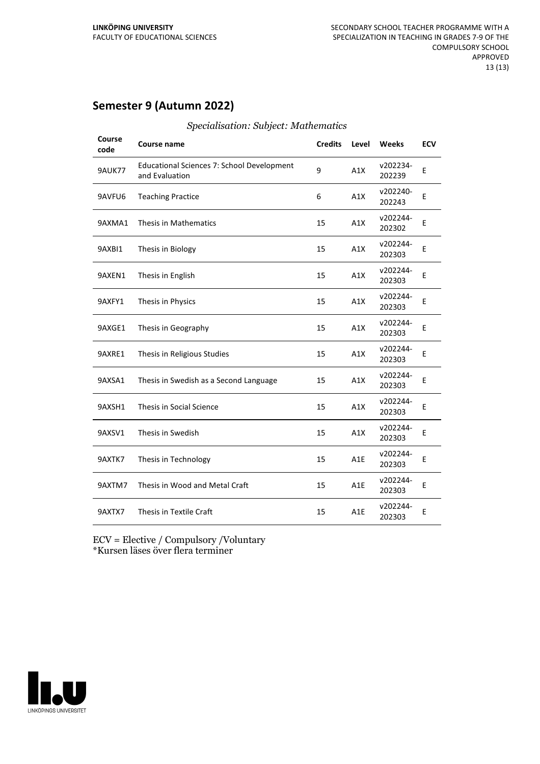## Semester 9 (Autumn 2022)

*Specialisation: Subject: Mathematics*

| Course code | Course name | Credits | Level | Weeks | ECV |
|---|---|---|---|---|---|
| 9AUK77 | Educational Sciences 7: School Development and Evaluation | 9 | A1X | v202234-202239 | E |
| 9AVFU6 | Teaching Practice | 6 | A1X | v202240-202243 | E |
| 9AXMA1 | Thesis in Mathematics | 15 | A1X | v202244-202302 | E |
| 9AXBI1 | Thesis in Biology | 15 | A1X | v202244-202303 | E |
| 9AXEN1 | Thesis in English | 15 | A1X | v202244-202303 | E |
| 9AXFY1 | Thesis in Physics | 15 | A1X | v202244-202303 | E |
| 9AXGE1 | Thesis in Geography | 15 | A1X | v202244-202303 | E |
| 9AXRE1 | Thesis in Religious Studies | 15 | A1X | v202244-202303 | E |
| 9AXSA1 | Thesis in Swedish as a Second Language | 15 | A1X | v202244-202303 | E |
| 9AXSH1 | Thesis in Social Science | 15 | A1X | v202244-202303 | E |
| 9AXSV1 | Thesis in Swedish | 15 | A1X | v202244-202303 | E |
| 9AXTK7 | Thesis in Technology | 15 | A1E | v202244-202303 | E |
| 9AXTM7 | Thesis in Wood and Metal Craft | 15 | A1E | v202244-202303 | E |
| 9AXTX7 | Thesis in Textile Craft | 15 | A1E | v202244-202303 | E |

ECV = Elective / Compulsory /Voluntary
*Kursen läses över flera terminer